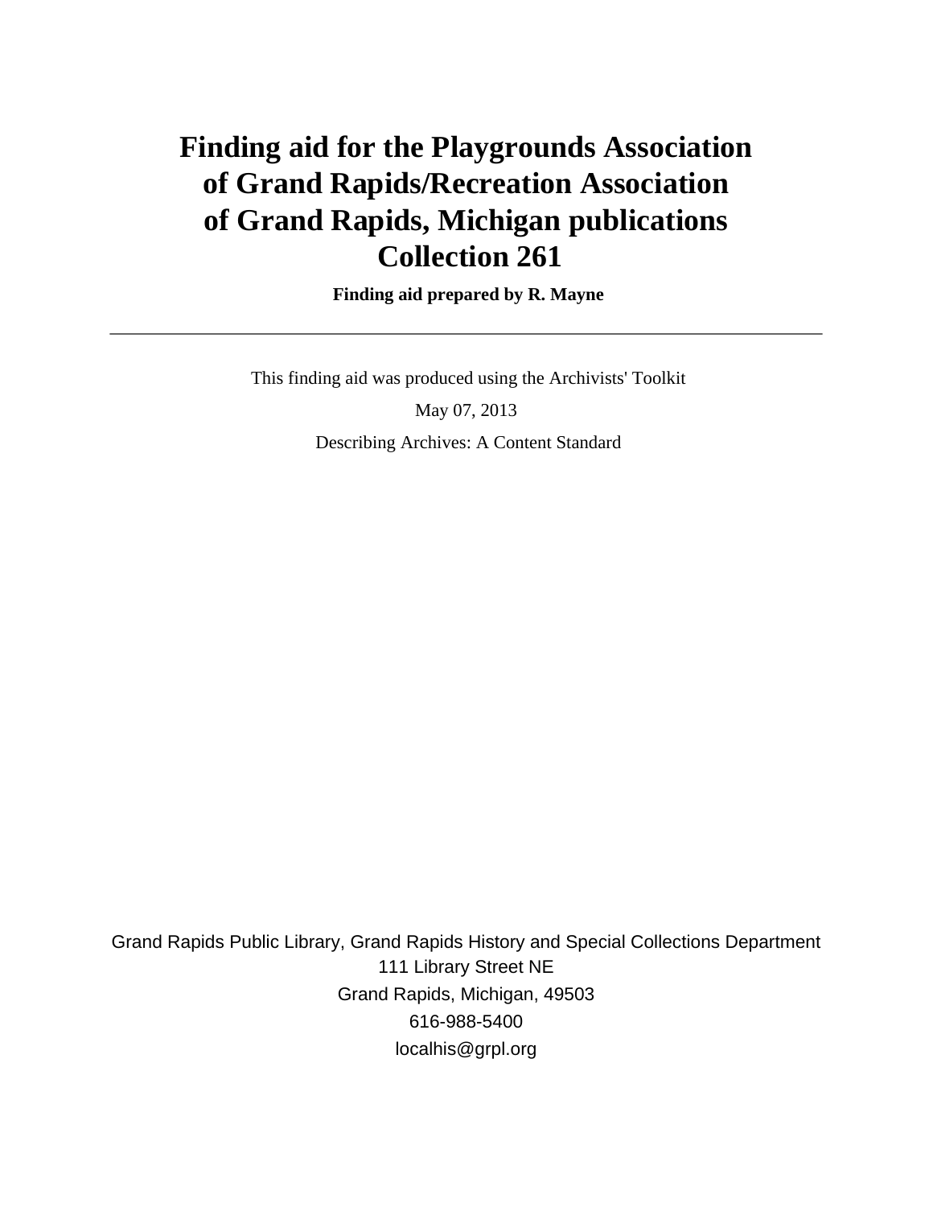# Finding aid for the Playgrounds Association of Grand Rapids/Recreation Association of Grand Rapids, Michigan publications Collection 261

**Finding aid prepared by R. Mayne**

---

This finding aid was produced using the Archivists' Toolkit

May 07, 2013

Describing Archives: A Content Standard

Grand Rapids Public Library, Grand Rapids History and Special Collections Department
111 Library Street NE
Grand Rapids, Michigan, 49503
616-988-5400
localhis@grpl.org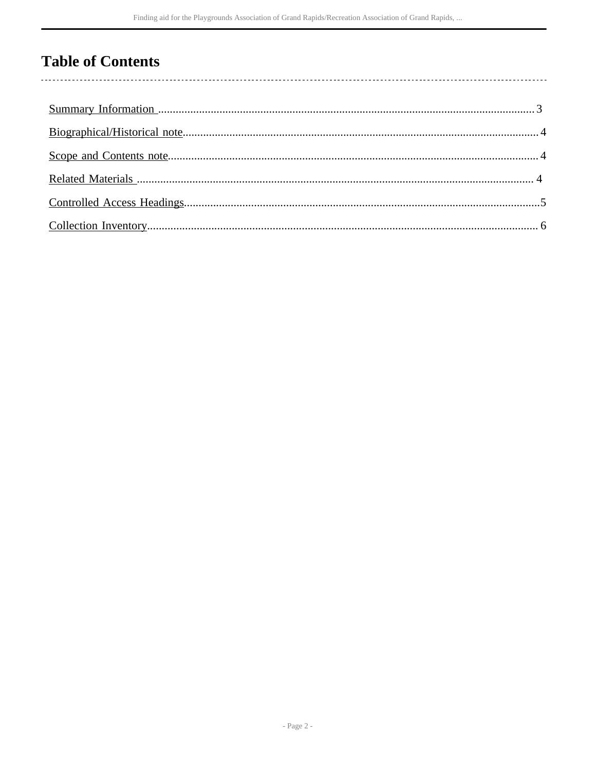# Table of Contents

Summary Information ........................................................................................................................ 3

Biographical/Historical note................................................................................................................ 4

Scope and Contents note.................................................................................................................... 4

Related Materials .............................................................................................................................. 4

Controlled Access Headings................................................................................................................5

Collection Inventory............................................................................................................................ 6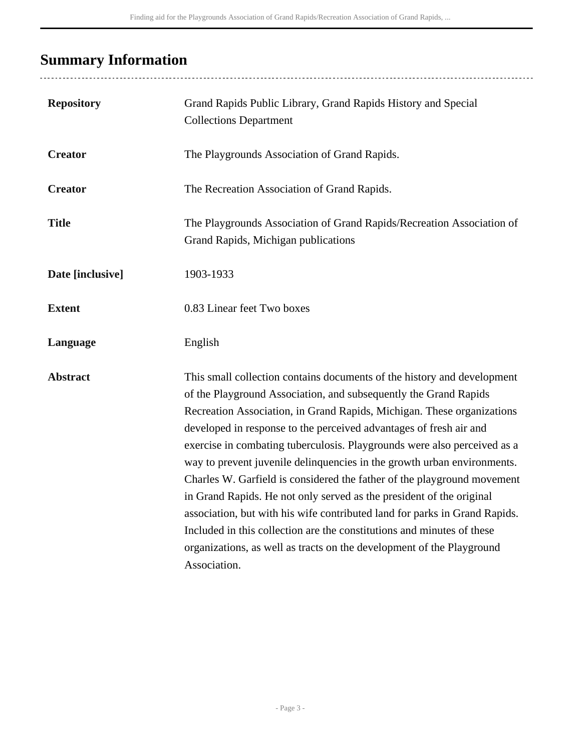## Summary Information

| | |
|---|---|
| **Repository** | Grand Rapids Public Library, Grand Rapids History and Special Collections Department |
| **Creator** | The Playgrounds Association of Grand Rapids. |
| **Creator** | The Recreation Association of Grand Rapids. |
| **Title** | The Playgrounds Association of Grand Rapids/Recreation Association of Grand Rapids, Michigan publications |
| **Date [inclusive]** | 1903-1933 |
| **Extent** | 0.83 Linear feet Two boxes |
| **Language** | English |
| **Abstract** | This small collection contains documents of the history and development of the Playground Association, and subsequently the Grand Rapids Recreation Association, in Grand Rapids, Michigan. These organizations developed in response to the perceived advantages of fresh air and exercise in combating tuberculosis. Playgrounds were also perceived as a way to prevent juvenile delinquencies in the growth urban environments. Charles W. Garfield is considered the father of the playground movement in Grand Rapids. He not only served as the president of the original association, but with his wife contributed land for parks in Grand Rapids. Included in this collection are the constitutions and minutes of these organizations, as well as tracts on the development of the Playground Association. |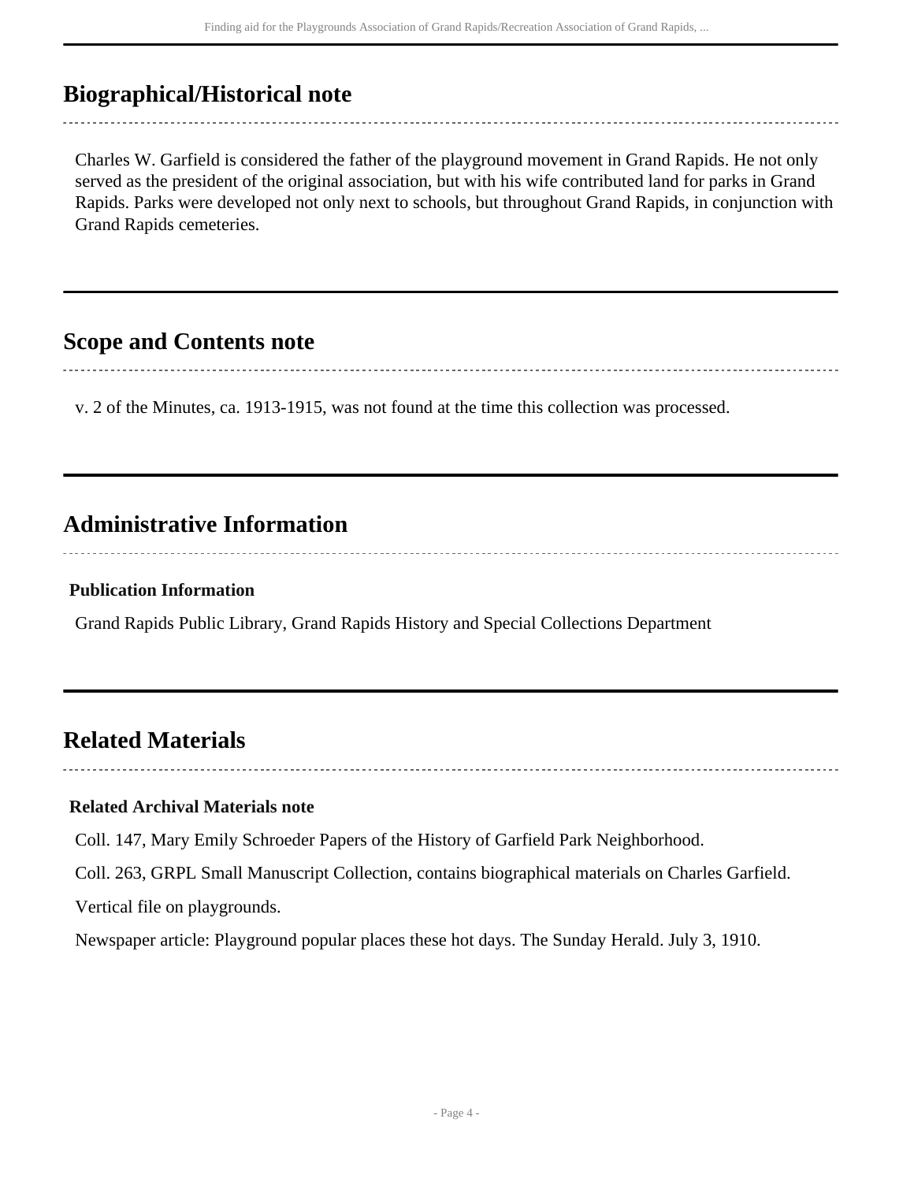## Biographical/Historical note

Charles W. Garfield is considered the father of the playground movement in Grand Rapids. He not only served as the president of the original association, but with his wife contributed land for parks in Grand Rapids. Parks were developed not only next to schools, but throughout Grand Rapids, in conjunction with Grand Rapids cemeteries.

## Scope and Contents note

v. 2 of the Minutes, ca. 1913-1915, was not found at the time this collection was processed.

## Administrative Information

### Publication Information

Grand Rapids Public Library, Grand Rapids History and Special Collections Department

## Related Materials

### Related Archival Materials note

Coll. 147, Mary Emily Schroeder Papers of the History of Garfield Park Neighborhood.

Coll. 263, GRPL Small Manuscript Collection, contains biographical materials on Charles Garfield.

Vertical file on playgrounds.

Newspaper article: Playground popular places these hot days. The Sunday Herald. July 3, 1910.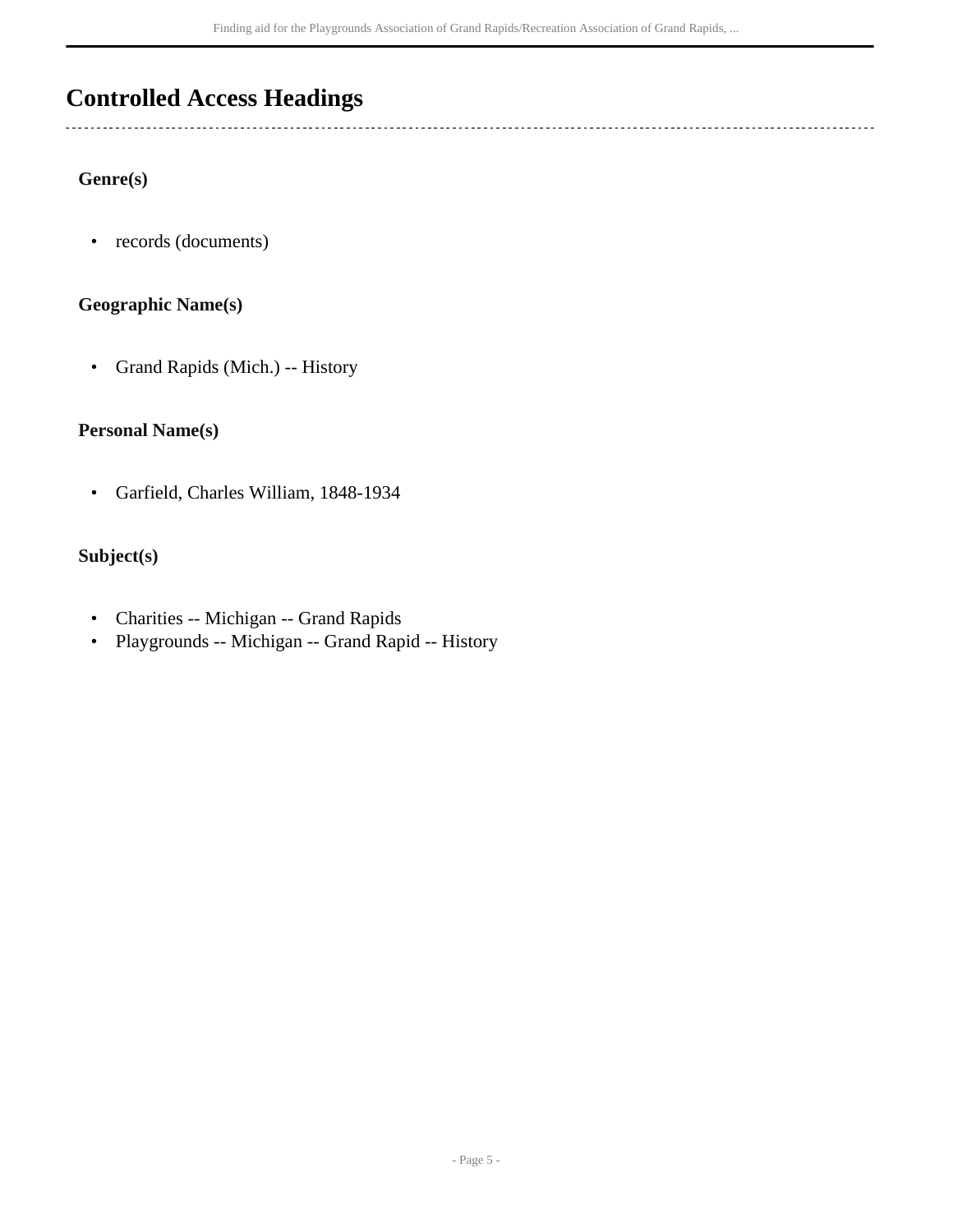## Controlled Access Headings

### Genre(s)

- records (documents)

### Geographic Name(s)

- Grand Rapids (Mich.) -- History

### Personal Name(s)

- Garfield, Charles William, 1848-1934

### Subject(s)

- Charities -- Michigan -- Grand Rapids
- Playgrounds -- Michigan -- Grand Rapid -- History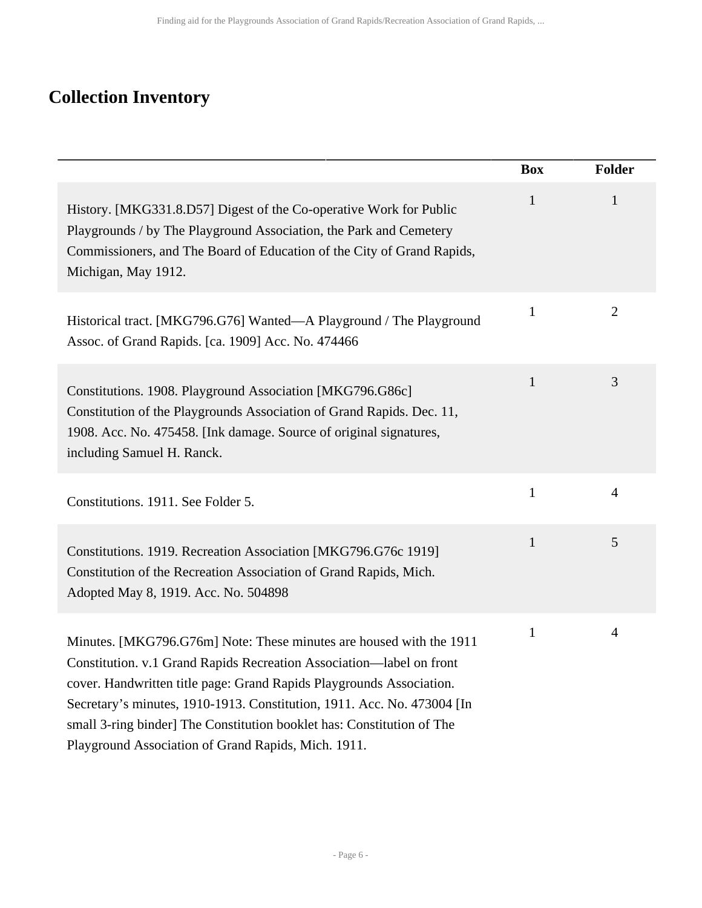## Collection Inventory

| | Box | Folder |
|---|---|---|
| History. [MKG331.8.D57] Digest of the Co-operative Work for Public Playgrounds / by The Playground Association, the Park and Cemetery Commissioners, and The Board of Education of the City of Grand Rapids, Michigan, May 1912. | 1 | 1 |
| Historical tract. [MKG796.G76] Wanted—A Playground / The Playground Assoc. of Grand Rapids. [ca. 1909] Acc. No. 474466 | 1 | 2 |
| Constitutions. 1908. Playground Association [MKG796.G86c] Constitution of the Playgrounds Association of Grand Rapids. Dec. 11, 1908. Acc. No. 475458. [Ink damage. Source of original signatures, including Samuel H. Ranck. | 1 | 3 |
| Constitutions. 1911. See Folder 5. | 1 | 4 |
| Constitutions. 1919. Recreation Association [MKG796.G76c 1919] Constitution of the Recreation Association of Grand Rapids, Mich. Adopted May 8, 1919. Acc. No. 504898 | 1 | 5 |
| Minutes. [MKG796.G76m] Note: These minutes are housed with the 1911 Constitution. v.1 Grand Rapids Recreation Association—label on front cover. Handwritten title page: Grand Rapids Playgrounds Association. Secretary's minutes, 1910-1913. Constitution, 1911. Acc. No. 473004 [In small 3-ring binder] The Constitution booklet has: Constitution of The Playground Association of Grand Rapids, Mich. 1911. | 1 | 4 |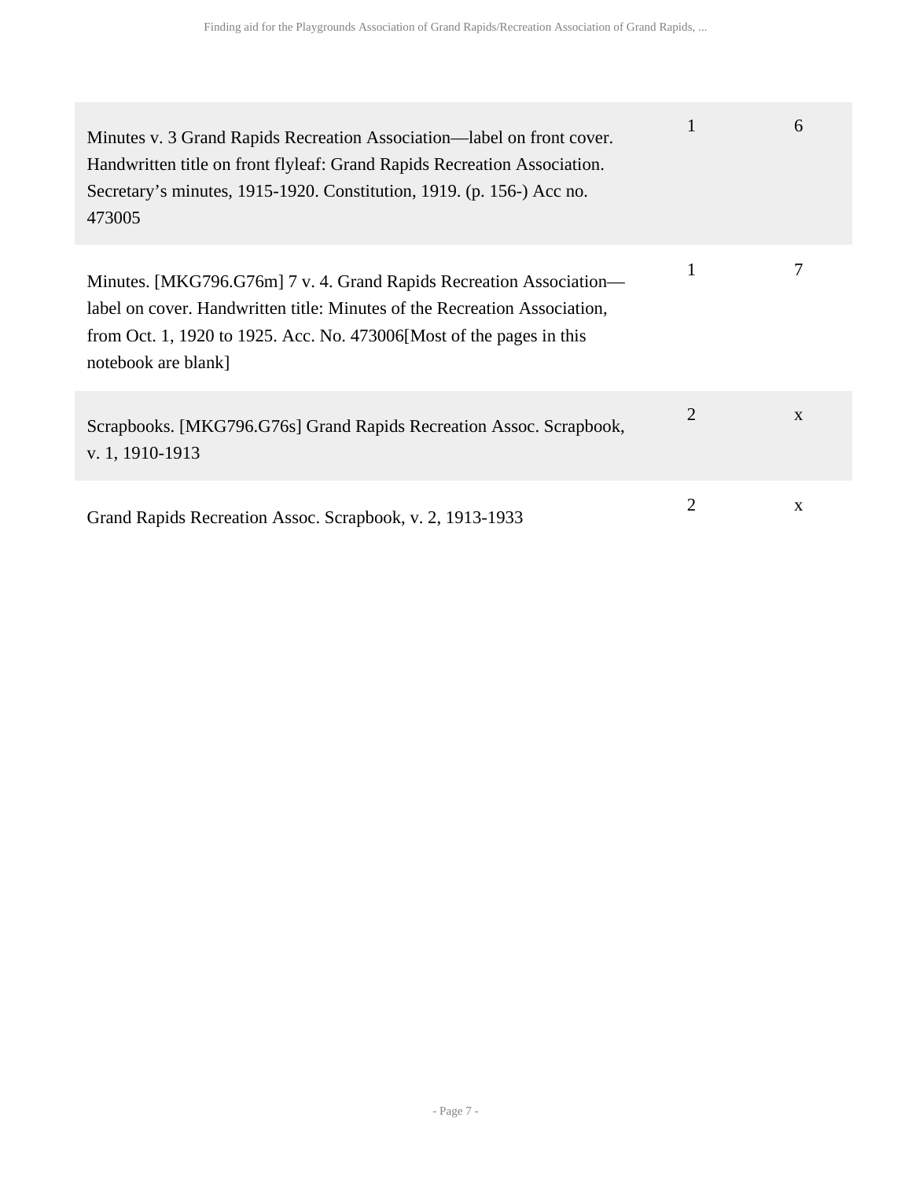| | | |
|---|---|---|
| Minutes v. 3 Grand Rapids Recreation Association—label on front cover. Handwritten title on front flyleaf: Grand Rapids Recreation Association. Secretary's minutes, 1915-1920. Constitution, 1919. (p. 156-) Acc no. 473005 | 1 | 6 |
| Minutes. [MKG796.G76m] 7 v. 4. Grand Rapids Recreation Association—label on cover. Handwritten title: Minutes of the Recreation Association, from Oct. 1, 1920 to 1925. Acc. No. 473006[Most of the pages in this notebook are blank] | 1 | 7 |
| Scrapbooks. [MKG796.G76s] Grand Rapids Recreation Assoc. Scrapbook, v. 1, 1910-1913 | 2 | x |
| Grand Rapids Recreation Assoc. Scrapbook, v. 2, 1913-1933 | 2 | x |